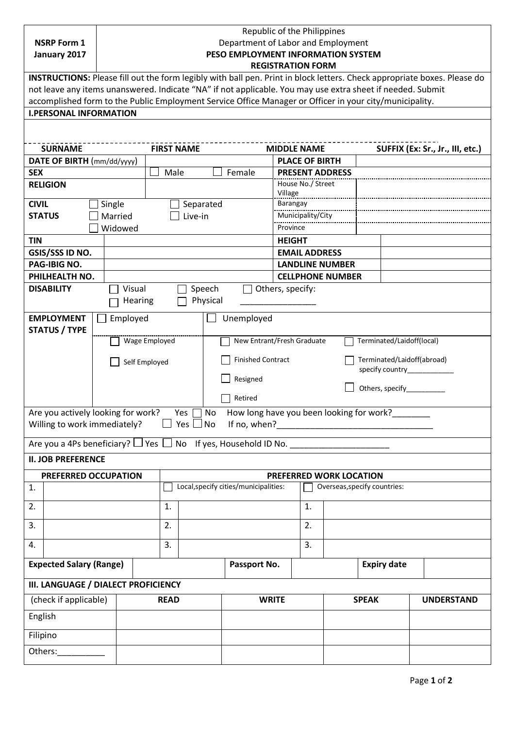| NSRP Form 1 January 2017 | Republic of the Philippines Department of Labor and Employment **PESO EMPLOYMENT INFORMATION SYSTEM REGISTRATION FORM** |
|---|---|

**INSTRUCTIONS:** Please fill out the form legibly with ball pen. Print in block letters. Check appropriate boxes. Please do not leave any items unanswered. Indicate "NA" if not applicable. You may use extra sheet if needed. Submit accomplished form to the Public Employment Service Office Manager or Officer in your city/municipality.

## I.PERSONAL INFORMATION

| SURNAME | FIRST NAME | MIDDLE NAME | SUFFIX (Ex: Sr., Jr., III, etc.) |
|---|---|---|---|
| | | | |

| | | | |
|---|---|---|---|
| **DATE OF BIRTH** (mm/dd/yyyy) | | **PLACE OF BIRTH** | |
| **SEX** | ☐ Male ☐ Female | **PRESENT ADDRESS** | |
| **RELIGION** | | House No./ Street Village | |
| **CIVIL STATUS** | ☐ Single ☐ Separated ☐ Married ☐ Live-in ☐ Widowed | Barangay | |
| | | Municipality/City | |
| | | Province | |
| **TIN** | | **HEIGHT** | |
| **GSIS/SSS ID NO.** | | **EMAIL ADDRESS** | |
| **PAG-IBIG NO.** | | **LANDLINE NUMBER** | |
| **PHILHEALTH NO.** | | **CELLPHONE NUMBER** | |

**DISABILITY** ☐ Visual ☐ Speech ☐ Others, specify: ________________ ☐ Hearing ☐ Physical

| **EMPLOYMENT STATUS / TYPE** | ☐ Employed | ☐ Unemployed | |
|---|---|---|---|
| | ☐ Wage Employed | ☐ New Entrant/Fresh Graduate | ☐ Terminated/Laidoff(local) |
| | ☐ Self Employed | ☐ Finished Contract | ☐ Terminated/Laidoff(abroad) specify country____________ |
| | | ☐ Resigned | ☐ Others, specify__________ |
| | | ☐ Retired | |

Are you actively looking for work? Yes ☐ No How long have you been looking for work?________

Willing to work immediately? ☐ Yes ☐ No If no, when?_________________________________

Are you a 4Ps beneficiary? ☐ Yes ☐ No If yes, Household ID No. _____________________

## II. JOB PREFERENCE

| PREFERRED OCCUPATION | PREFERRED WORK LOCATION | |
|---|---|---|
| 1. | ☐ Local,specify cities/municipalities: | ☐ Overseas,specify countries: |
| 2. | 1. | 1. |
| 3. | 2. | 2. |
| 4. | 3. | 3. |

| **Expected Salary (Range)** | | **Passport No.** | | **Expiry date** | |
|---|---|---|---|---|---|

## III. LANGUAGE / DIALECT PROFICIENCY

| (check if applicable) | READ | WRITE | SPEAK | UNDERSTAND |
|---|---|---|---|---|
| English | | | | |
| Filipino | | | | |
| Others:__________ | | | | |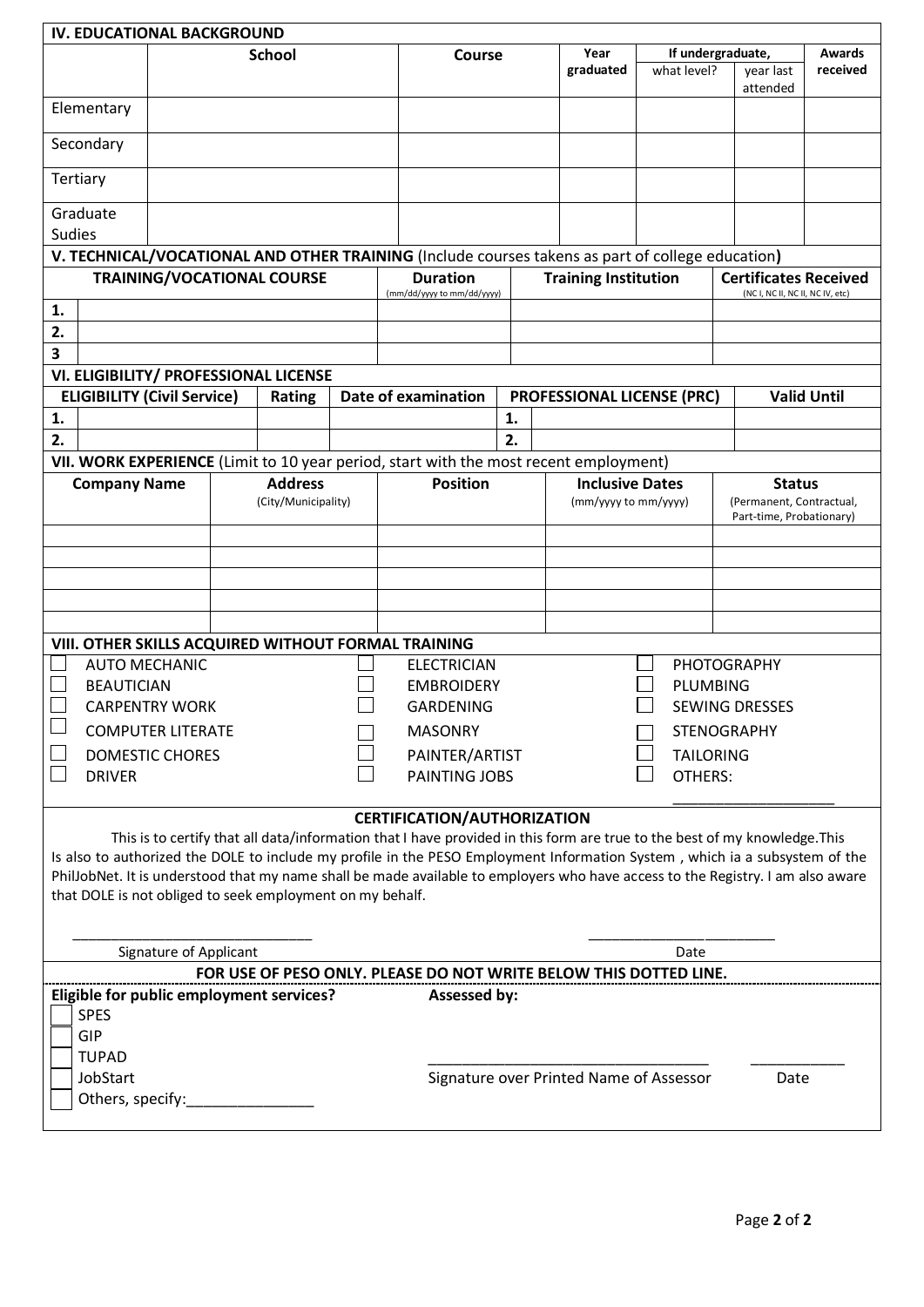## IV. EDUCATIONAL BACKGROUND

| | School | Course | Year graduated | If undergraduate, what level? | year last attended | Awards received |
|---|---|---|---|---|---|---|
| Elementary | | | | | | |
| Secondary | | | | | | |
| Tertiary | | | | | | |
| Graduate Sudies | | | | | | |

## V. TECHNICAL/VOCATIONAL AND OTHER TRAINING (Include courses takens as part of college education)

| TRAINING/VOCATIONAL COURSE | Duration (mm/dd/yyyy to mm/dd/yyyy) | Training Institution | Certificates Received (NC I, NC II, NC II, NC IV, etc) |
|---|---|---|---|
| 1. | | | |
| 2. | | | |
| 3 | | | |

## VI. ELIGIBILITY/ PROFESSIONAL LICENSE

| ELIGIBILITY (Civil Service) | Rating | Date of examination | PROFESSIONAL LICENSE (PRC) | Valid Until |
|---|---|---|---|---|
| 1. | | | 1. | |
| 2. | | | 2. | |

## VII. WORK EXPERIENCE (Limit to 10 year period, start with the most recent employment)

| Company Name | Address (City/Municipality) | Position | Inclusive Dates (mm/yyyy to mm/yyyy) | Status (Permanent, Contractual, Part-time, Probationary) |
|---|---|---|---|---|
| | | | | |
| | | | | |
| | | | | |
| | | | | |
| | | | | |

## VIII. OTHER SKILLS ACQUIRED WITHOUT FORMAL TRAINING

- ☐ AUTO MECHANIC
- ☐ BEAUTICIAN
- ☐ CARPENTRY WORK
- ☐ COMPUTER LITERATE
- ☐ DOMESTIC CHORES
- ☐ DRIVER
- ☐ ELECTRICIAN
- ☐ EMBROIDERY
- ☐ GARDENING
- ☐ MASONRY
- ☐ PAINTER/ARTIST
- ☐ PAINTING JOBS
- ☐ PHOTOGRAPHY
- ☐ PLUMBING
- ☐ SEWING DRESSES
- ☐ STENOGRAPHY
- ☐ TAILORING
- ☐ OTHERS: ____________________

## CERTIFICATION/AUTHORIZATION

This is to certify that all data/information that I have provided in this form are true to the best of my knowledge.This Is also to authorized the DOLE to include my profile in the PESO Employment Information System , which ia a subsystem of the PhilJobNet. It is understood that my name shall be made available to employers who have access to the Registry. I am also aware that DOLE is not obliged to seek employment on my behalf.

______________________________ Signature of Applicant

________________________ Date

**FOR USE OF PESO ONLY. PLEASE DO NOT WRITE BELOW THIS DOTTED LINE.**

**Eligible for public employment services?**

- ☐ SPES
- ☐ GIP
- ☐ TUPAD
- ☐ JobStart
- ☐ Others, specify:_______________

**Assessed by:**

__________________________________ Signature over Printed Name of Assessor

___________ Date